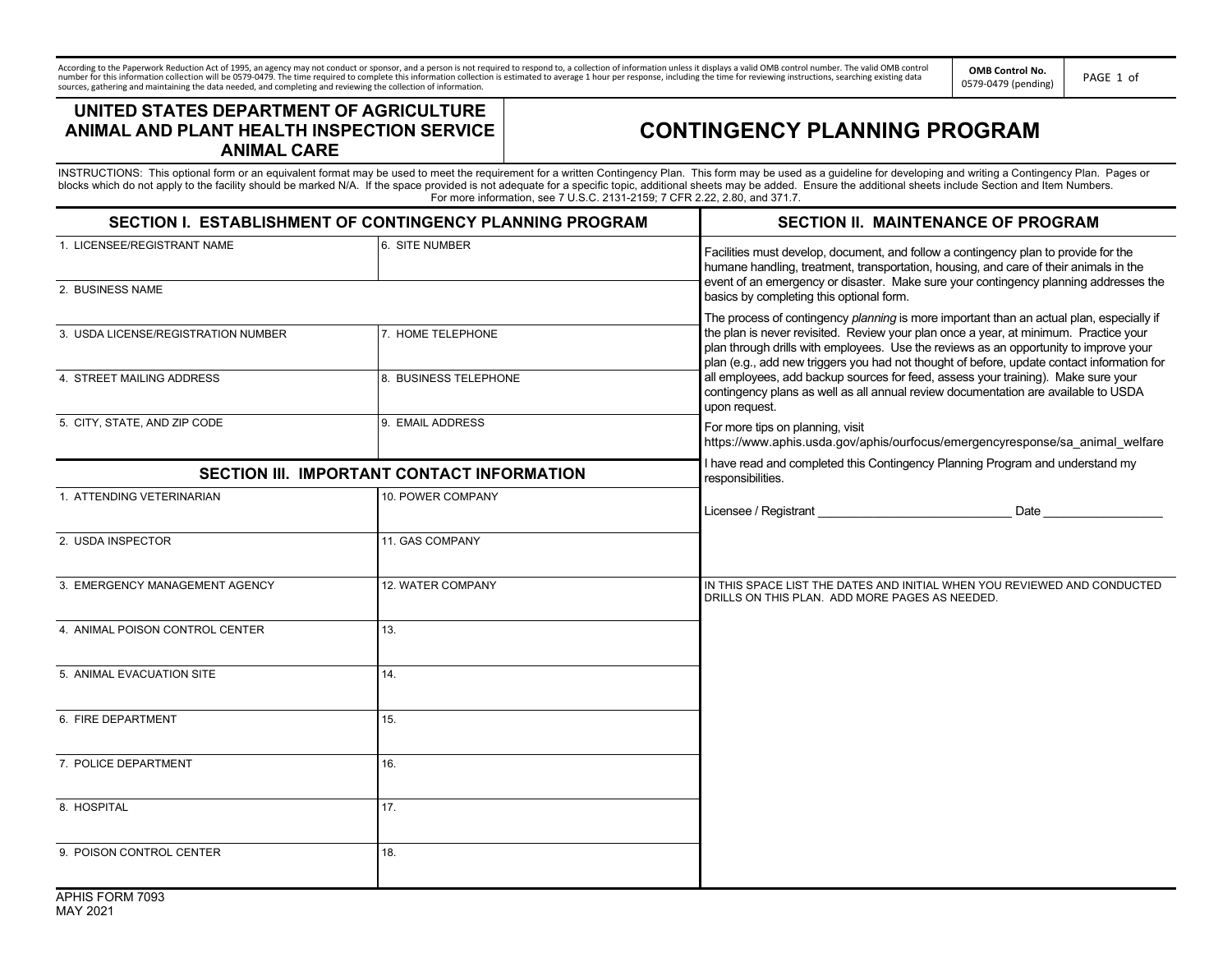According to the Paperwork Reduction Act of 1995, an agency may not conduct or sponsor, and a person is not required to respond to, a collection of information unless it displays a valid OMB control number. The valid OMB control number for this information collection will be 0579-0479. The time required to complete this information collection is estimated to average 1 hour per response, including the time for reviewing instructions, searching existing data sources, gathering and maintaining the data needed, and completing and reviewing the collection of information.

**OMB Control No.** 0579-0479 (pending)

PAGE 1 of

**UNITED STATES DEPARTMENT OF AGRICULTURE**
**ANIMAL AND PLANT HEALTH INSPECTION SERVICE**
**ANIMAL CARE**

# CONTINGENCY PLANNING PROGRAM

INSTRUCTIONS: This optional form or an equivalent format may be used to meet the requirement for a written Contingency Plan. This form may be used as a guideline for developing and writing a Contingency Plan. Pages or blocks which do not apply to the facility should be marked N/A. If the space provided is not adequate for a specific topic, additional sheets may be added. Ensure the additional sheets include Section and Item Numbers. For more information, see 7 U.S.C. 2131-2159; 7 CFR 2.22, 2.80, and 371.7.

## SECTION I. ESTABLISHMENT OF CONTINGENCY PLANNING PROGRAM

| | |
|---|---|
| 1. LICENSEE/REGISTRANT NAME | 6. SITE NUMBER |
| 2. BUSINESS NAME | |
| 3. USDA LICENSE/REGISTRATION NUMBER | 7. HOME TELEPHONE |
| 4. STREET MAILING ADDRESS | 8. BUSINESS TELEPHONE |
| 5. CITY, STATE, AND ZIP CODE | 9. EMAIL ADDRESS |

## SECTION III. IMPORTANT CONTACT INFORMATION

| | |
|---|---|
| 1. ATTENDING VETERINARIAN | 10. POWER COMPANY |
| 2. USDA INSPECTOR | 11. GAS COMPANY |
| 3. EMERGENCY MANAGEMENT AGENCY | 12. WATER COMPANY |
| 4. ANIMAL POISON CONTROL CENTER | 13. |
| 5. ANIMAL EVACUATION SITE | 14. |
| 6. FIRE DEPARTMENT | 15. |
| 7. POLICE DEPARTMENT | 16. |
| 8. HOSPITAL | 17. |
| 9. POISON CONTROL CENTER | 18. |

## SECTION II. MAINTENANCE OF PROGRAM

Facilities must develop, document, and follow a contingency plan to provide for the humane handling, treatment, transportation, housing, and care of their animals in the event of an emergency or disaster. Make sure your contingency planning addresses the basics by completing this optional form.

The process of contingency *planning* is more important than an actual plan, especially if the plan is never revisited. Review your plan once a year, at minimum. Practice your plan through drills with employees. Use the reviews as an opportunity to improve your plan (e.g., add new triggers you had not thought of before, update contact information for all employees, add backup sources for feed, assess your training). Make sure your contingency plans as well as all annual review documentation are available to USDA upon request.

For more tips on planning, visit https://www.aphis.usda.gov/aphis/ourfocus/emergencyresponse/sa_animal_welfare

I have read and completed this Contingency Planning Program and understand my responsibilities.

Licensee / Registrant ______________________________ Date __________________

IN THIS SPACE LIST THE DATES AND INITIAL WHEN YOU REVIEWED AND CONDUCTED DRILLS ON THIS PLAN. ADD MORE PAGES AS NEEDED.

APHIS FORM 7093
MAY 2021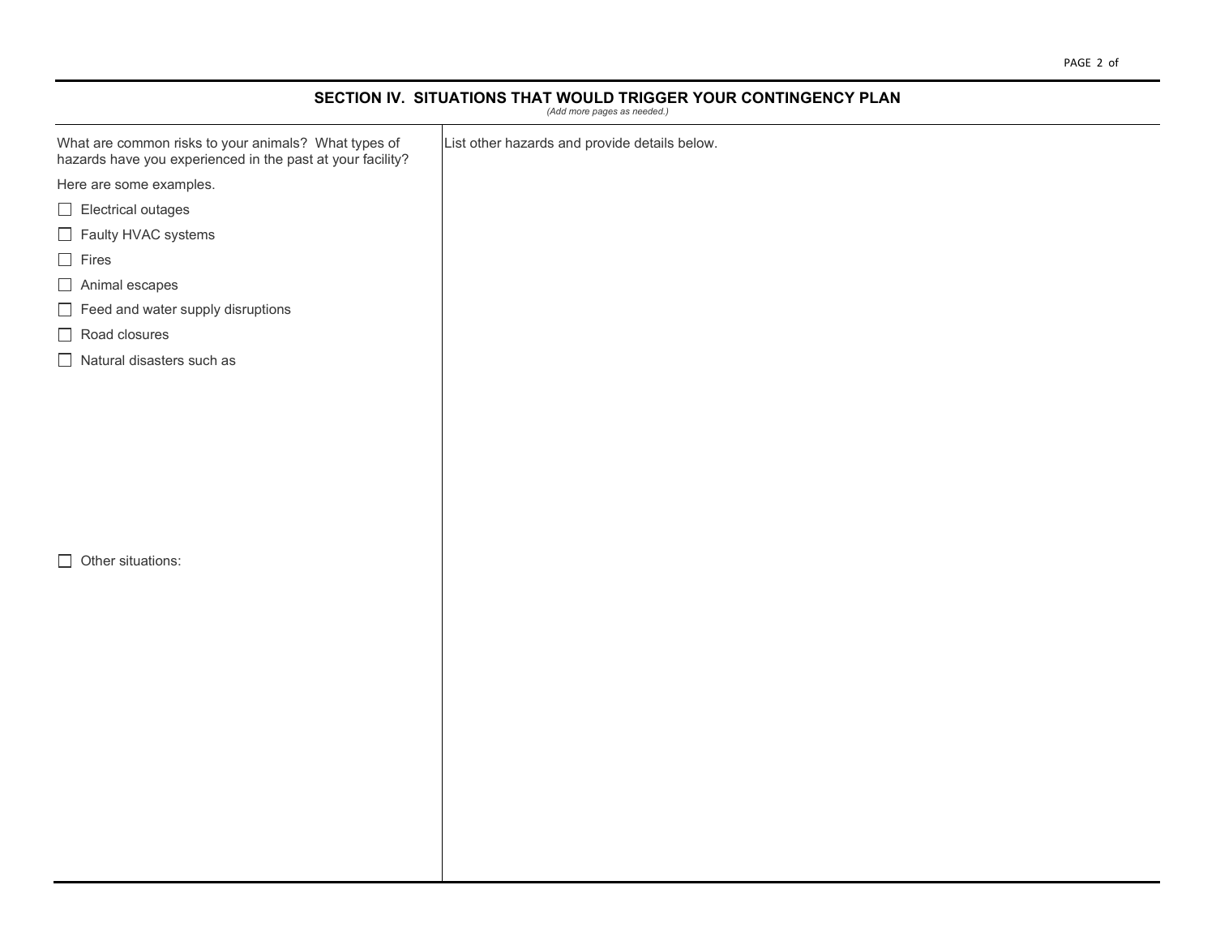## SECTION IV. SITUATIONS THAT WOULD TRIGGER YOUR CONTINGENCY PLAN

*(Add more pages as needed.)*

What are common risks to your animals? What types of hazards have you experienced in the past at your facility?

Here are some examples.

- ☐ Electrical outages
- ☐ Faulty HVAC systems
- ☐ Fires
- ☐ Animal escapes
- ☐ Feed and water supply disruptions
- ☐ Road closures
- ☐ Natural disasters such as

- ☐ Other situations:

List other hazards and provide details below.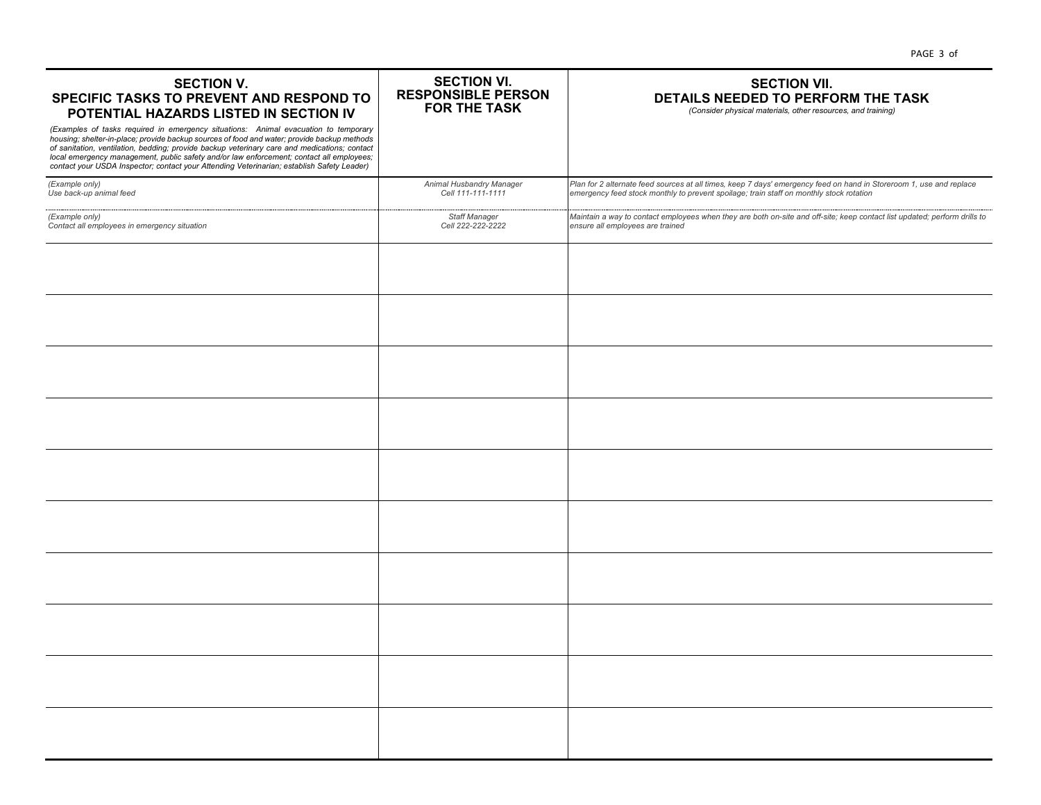| SECTION V. SPECIFIC TASKS TO PREVENT AND RESPOND TO POTENTIAL HAZARDS LISTED IN SECTION IV *(Examples of tasks required in emergency situations: Animal evacuation to temporary housing; shelter-in-place; provide backup sources of food and water; provide backup methods of sanitation, ventilation, bedding; provide backup veterinary care and medications; contact local emergency management, public safety and/or law enforcement; contact all employees; contact your USDA Inspector; contact your Attending Veterinarian; establish Safety Leader)* | SECTION VI. RESPONSIBLE PERSON FOR THE TASK | SECTION VII. DETAILS NEEDED TO PERFORM THE TASK *(Consider physical materials, other resources, and training)* |
|---|---|---|
| *(Example only)* *Use back-up animal feed* | *Animal Husbandry Manager* *Cell 111-111-1111* | *Plan for 2 alternate feed sources at all times, keep 7 days' emergency feed on hand in Storeroom 1, use and replace emergency feed stock monthly to prevent spoilage; train staff on monthly stock rotation* |
| *(Example only)* *Contact all employees in emergency situation* | *Staff Manager* *Cell 222-222-2222* | *Maintain a way to contact employees when they are both on-site and off-site; keep contact list updated; perform drills to ensure all employees are trained* |
| | | |
| | | |
| | | |
| | | |
| | | |
| | | |
| | | |
| | | |
| | | |
| | | |